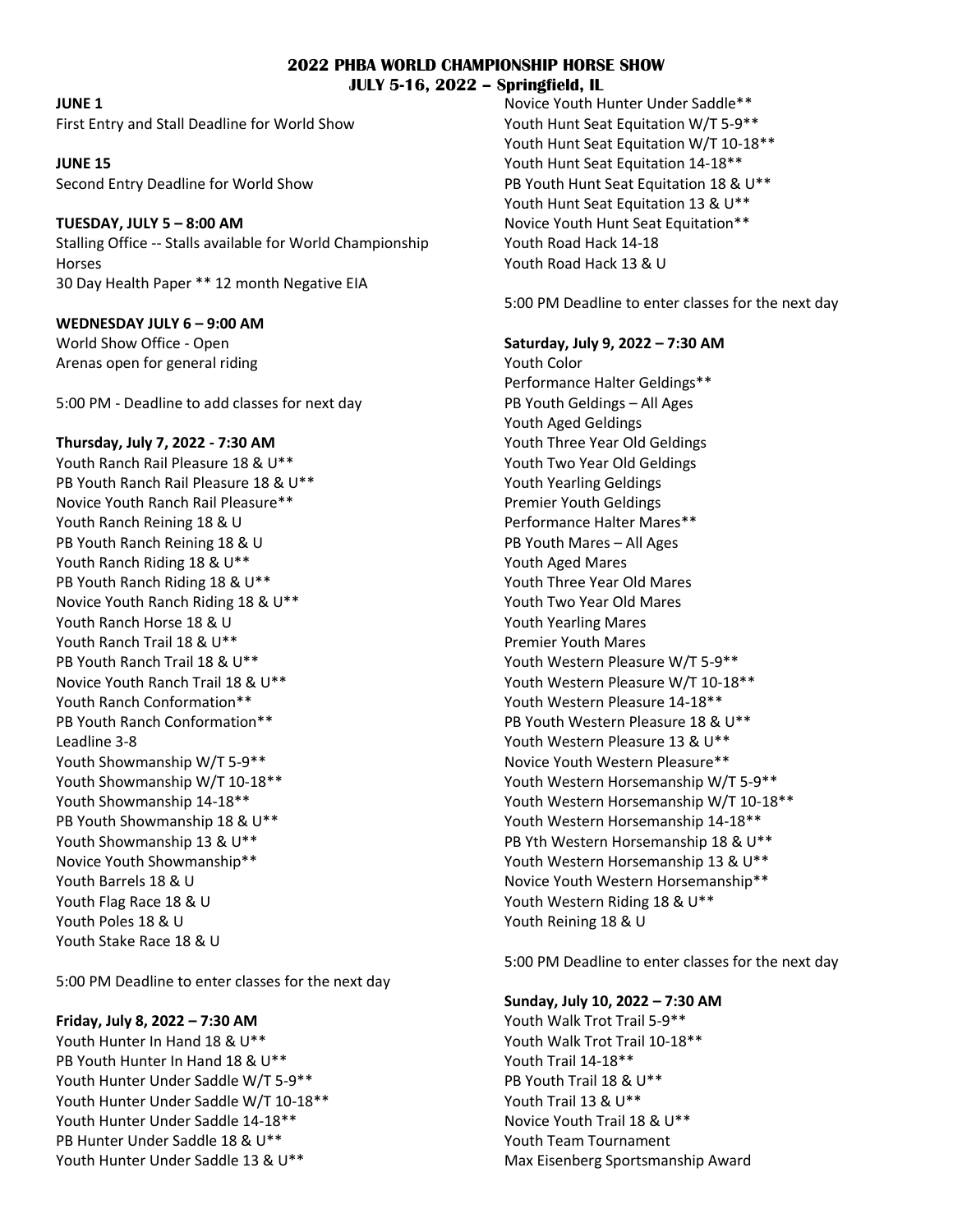# 2022 PHBA WORLD CHAMPIONSHIP HORSE SHOW
## JULY 5-16, 2022 – Springfield, IL

**JUNE 1**
First Entry and Stall Deadline for World Show

**JUNE 15**
Second Entry Deadline for World Show

**TUESDAY, JULY 5 – 8:00 AM**
Stalling Office -- Stalls available for World Championship Horses
30 Day Health Paper ** 12 month Negative EIA

**WEDNESDAY JULY 6 – 9:00 AM**
World Show Office - Open
Arenas open for general riding

5:00 PM - Deadline to add classes for next day

**Thursday, July 7, 2022 - 7:30 AM**
Youth Ranch Rail Pleasure 18 & U**
PB Youth Ranch Rail Pleasure 18 & U**
Novice Youth Ranch Rail Pleasure**
Youth Ranch Reining 18 & U
PB Youth Ranch Reining 18 & U
Youth Ranch Riding 18 & U**
PB Youth Ranch Riding 18 & U**
Novice Youth Ranch Riding 18 & U**
Youth Ranch Horse 18 & U
Youth Ranch Trail 18 & U**
PB Youth Ranch Trail 18 & U**
Novice Youth Ranch Trail 18 & U**
Youth Ranch Conformation**
PB Youth Ranch Conformation**
Leadline 3-8
Youth Showmanship W/T 5-9**
Youth Showmanship W/T 10-18**
Youth Showmanship 14-18**
PB Youth Showmanship 18 & U**
Youth Showmanship 13 & U**
Novice Youth Showmanship**
Youth Barrels 18 & U
Youth Flag Race 18 & U
Youth Poles 18 & U
Youth Stake Race 18 & U

5:00 PM Deadline to enter classes for the next day

**Friday, July 8, 2022 – 7:30 AM**
Youth Hunter In Hand 18 & U**
PB Youth Hunter In Hand 18 & U**
Youth Hunter Under Saddle W/T 5-9**
Youth Hunter Under Saddle W/T 10-18**
Youth Hunter Under Saddle 14-18**
PB Hunter Under Saddle 18 & U**
Youth Hunter Under Saddle 13 & U**
Novice Youth Hunter Under Saddle**
Youth Hunt Seat Equitation W/T 5-9**
Youth Hunt Seat Equitation W/T 10-18**
Youth Hunt Seat Equitation 14-18**
PB Youth Hunt Seat Equitation 18 & U**
Youth Hunt Seat Equitation 13 & U**
Novice Youth Hunt Seat Equitation**
Youth Road Hack 14-18
Youth Road Hack 13 & U

5:00 PM Deadline to enter classes for the next day

**Saturday, July 9, 2022 – 7:30 AM**
Youth Color
Performance Halter Geldings**
PB Youth Geldings – All Ages
Youth Aged Geldings
Youth Three Year Old Geldings
Youth Two Year Old Geldings
Youth Yearling Geldings
Premier Youth Geldings
Performance Halter Mares**
PB Youth Mares – All Ages
Youth Aged Mares
Youth Three Year Old Mares
Youth Two Year Old Mares
Youth Yearling Mares
Premier Youth Mares
Youth Western Pleasure W/T 5-9**
Youth Western Pleasure W/T 10-18**
Youth Western Pleasure 14-18**
PB Youth Western Pleasure 18 & U**
Youth Western Pleasure 13 & U**
Novice Youth Western Pleasure**
Youth Western Horsemanship W/T 5-9**
Youth Western Horsemanship W/T 10-18**
Youth Western Horsemanship 14-18**
PB Yth Western Horsemanship 18 & U**
Youth Western Horsemanship 13 & U**
Novice Youth Western Horsemanship**
Youth Western Riding 18 & U**
Youth Reining 18 & U

5:00 PM Deadline to enter classes for the next day

**Sunday, July 10, 2022 – 7:30 AM**
Youth Walk Trot Trail 5-9**
Youth Walk Trot Trail 10-18**
Youth Trail 14-18**
PB Youth Trail 18 & U**
Youth Trail 13 & U**
Novice Youth Trail 18 & U**
Youth Team Tournament
Max Eisenberg Sportsmanship Award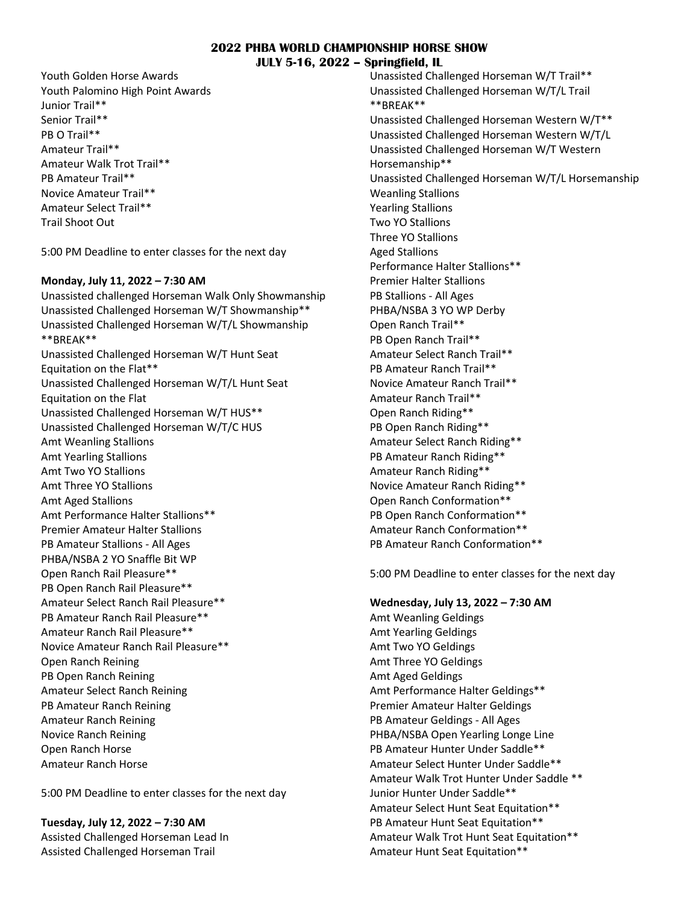## 2022 PHBA WORLD CHAMPIONSHIP HORSE SHOW
## JULY 5-16, 2022 – Springfield, IL

Youth Golden Horse Awards
Youth Palomino High Point Awards
Junior Trail**
Senior Trail**
PB O Trail**
Amateur Trail**
Amateur Walk Trot Trail**
PB Amateur Trail**
Novice Amateur Trail**
Amateur Select Trail**
Trail Shoot Out

5:00 PM Deadline to enter classes for the next day

**Monday, July 11, 2022 – 7:30 AM**

Unassisted challenged Horseman Walk Only Showmanship
Unassisted Challenged Horseman W/T Showmanship**
Unassisted Challenged Horseman W/T/L Showmanship
**BREAK**
Unassisted Challenged Horseman W/T Hunt Seat Equitation on the Flat**
Unassisted Challenged Horseman W/T/L Hunt Seat Equitation on the Flat
Unassisted Challenged Horseman W/T HUS**
Unassisted Challenged Horseman W/T/C HUS
Amt Weanling Stallions
Amt Yearling Stallions
Amt Two YO Stallions
Amt Three YO Stallions
Amt Aged Stallions
Amt Performance Halter Stallions**
Premier Amateur Halter Stallions
PB Amateur Stallions - All Ages
PHBA/NSBA 2 YO Snaffle Bit WP
Open Ranch Rail Pleasure**
PB Open Ranch Rail Pleasure**
Amateur Select Ranch Rail Pleasure**
PB Amateur Ranch Rail Pleasure**
Amateur Ranch Rail Pleasure**
Novice Amateur Ranch Rail Pleasure**
Open Ranch Reining
PB Open Ranch Reining
Amateur Select Ranch Reining
PB Amateur Ranch Reining
Amateur Ranch Reining
Novice Ranch Reining
Open Ranch Horse
Amateur Ranch Horse

5:00 PM Deadline to enter classes for the next day

**Tuesday, July 12, 2022 – 7:30 AM**

Assisted Challenged Horseman Lead In
Assisted Challenged Horseman Trail
Unassisted Challenged Horseman W/T Trail**
Unassisted Challenged Horseman W/T/L Trail
**BREAK**
Unassisted Challenged Horseman Western W/T**
Unassisted Challenged Horseman Western W/T/L
Unassisted Challenged Horseman W/T Western Horsemanship**
Unassisted Challenged Horseman W/T/L Horsemanship
Weanling Stallions
Yearling Stallions
Two YO Stallions
Three YO Stallions
Aged Stallions
Performance Halter Stallions**
Premier Halter Stallions
PB Stallions - All Ages
PHBA/NSBA 3 YO WP Derby
Open Ranch Trail**
PB Open Ranch Trail**
Amateur Select Ranch Trail**
PB Amateur Ranch Trail**
Novice Amateur Ranch Trail**
Amateur Ranch Trail**
Open Ranch Riding**
PB Open Ranch Riding**
Amateur Select Ranch Riding**
PB Amateur Ranch Riding**
Amateur Ranch Riding**
Novice Amateur Ranch Riding**
Open Ranch Conformation**
PB Open Ranch Conformation**
Amateur Ranch Conformation**
PB Amateur Ranch Conformation**

5:00 PM Deadline to enter classes for the next day

**Wednesday, July 13, 2022 – 7:30 AM**

Amt Weanling Geldings
Amt Yearling Geldings
Amt Two YO Geldings
Amt Three YO Geldings
Amt Aged Geldings
Amt Performance Halter Geldings**
Premier Amateur Halter Geldings
PB Amateur Geldings - All Ages
PHBA/NSBA Open Yearling Longe Line
PB Amateur Hunter Under Saddle**
Amateur Select Hunter Under Saddle**
Amateur Walk Trot Hunter Under Saddle **
Junior Hunter Under Saddle**
Amateur Select Hunt Seat Equitation**
PB Amateur Hunt Seat Equitation**
Amateur Walk Trot Hunt Seat Equitation**
Amateur Hunt Seat Equitation**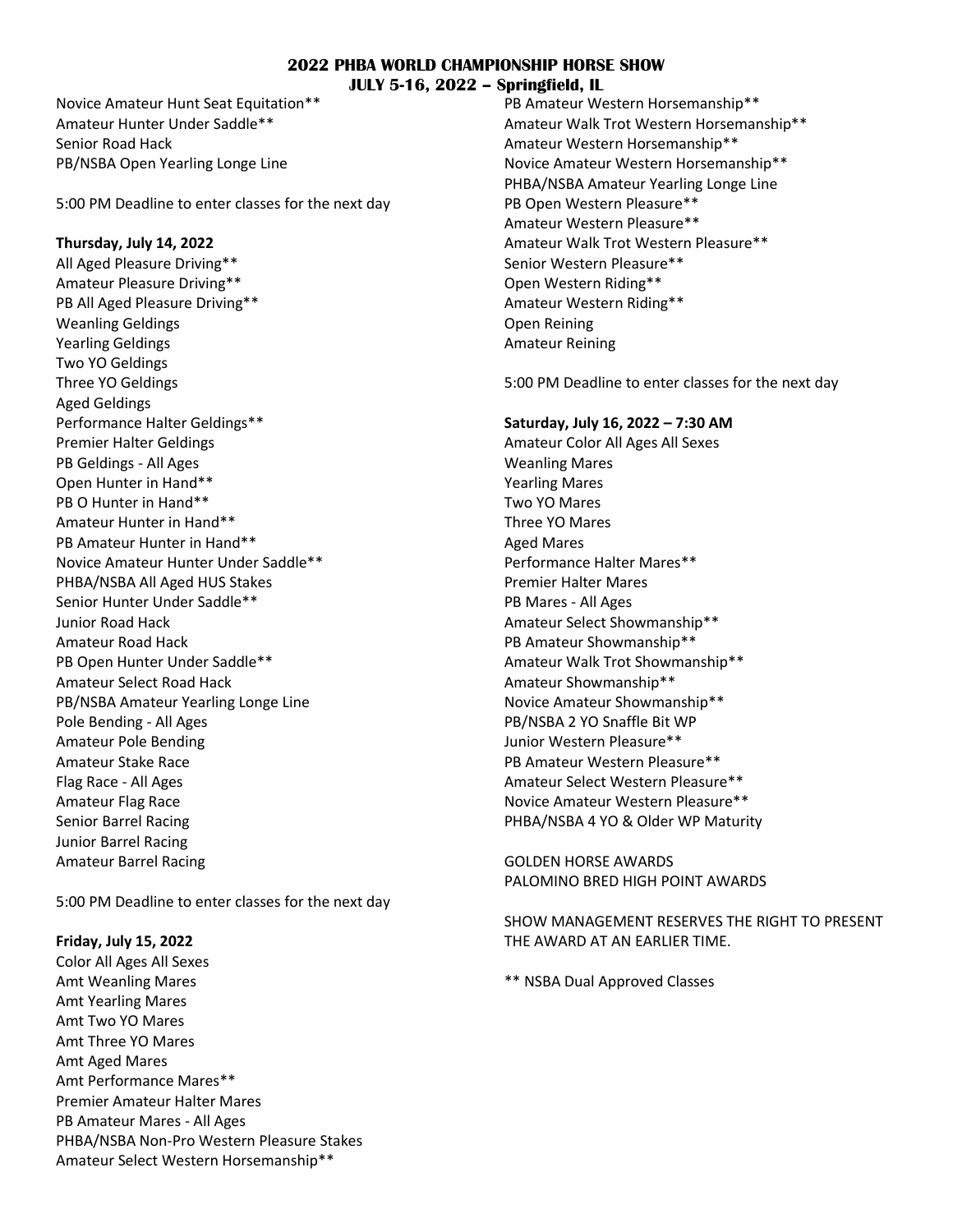# 2022 PHBA WORLD CHAMPIONSHIP HORSE SHOW
## JULY 5-16, 2022 – Springfield, IL

Novice Amateur Hunt Seat Equitation**
Amateur Hunter Under Saddle**
Senior Road Hack
PB/NSBA Open Yearling Longe Line

5:00 PM Deadline to enter classes for the next day

**Thursday, July 14, 2022**

All Aged Pleasure Driving**
Amateur Pleasure Driving**
PB All Aged Pleasure Driving**
Weanling Geldings
Yearling Geldings
Two YO Geldings
Three YO Geldings
Aged Geldings
Performance Halter Geldings**
Premier Halter Geldings
PB Geldings - All Ages
Open Hunter in Hand**
PB O Hunter in Hand**
Amateur Hunter in Hand**
PB Amateur Hunter in Hand**
Novice Amateur Hunter Under Saddle**
PHBA/NSBA All Aged HUS Stakes
Senior Hunter Under Saddle**
Junior Road Hack
Amateur Road Hack
PB Open Hunter Under Saddle**
Amateur Select Road Hack
PB/NSBA Amateur Yearling Longe Line
Pole Bending - All Ages
Amateur Pole Bending
Amateur Stake Race
Flag Race - All Ages
Amateur Flag Race
Senior Barrel Racing
Junior Barrel Racing
Amateur Barrel Racing

5:00 PM Deadline to enter classes for the next day

**Friday, July 15, 2022**

Color All Ages All Sexes
Amt Weanling Mares
Amt Yearling Mares
Amt Two YO Mares
Amt Three YO Mares
Amt Aged Mares
Amt Performance Mares**
Premier Amateur Halter Mares
PB Amateur Mares - All Ages
PHBA/NSBA Non-Pro Western Pleasure Stakes
Amateur Select Western Horsemanship**
PB Amateur Western Horsemanship**
Amateur Walk Trot Western Horsemanship**
Amateur Western Horsemanship**
Novice Amateur Western Horsemanship**
PHBA/NSBA Amateur Yearling Longe Line
PB Open Western Pleasure**
Amateur Western Pleasure**
Amateur Walk Trot Western Pleasure**
Senior Western Pleasure**
Open Western Riding**
Amateur Western Riding**
Open Reining
Amateur Reining

5:00 PM Deadline to enter classes for the next day

**Saturday, July 16, 2022 – 7:30 AM**

Amateur Color All Ages All Sexes
Weanling Mares
Yearling Mares
Two YO Mares
Three YO Mares
Aged Mares
Performance Halter Mares**
Premier Halter Mares
PB Mares - All Ages
Amateur Select Showmanship**
PB Amateur Showmanship**
Amateur Walk Trot Showmanship**
Amateur Showmanship**
Novice Amateur Showmanship**
PB/NSBA 2 YO Snaffle Bit WP
Junior Western Pleasure**
PB Amateur Western Pleasure**
Amateur Select Western Pleasure**
Novice Amateur Western Pleasure**
PHBA/NSBA 4 YO & Older WP Maturity

GOLDEN HORSE AWARDS
PALOMINO BRED HIGH POINT AWARDS

SHOW MANAGEMENT RESERVES THE RIGHT TO PRESENT THE AWARD AT AN EARLIER TIME.

** NSBA Dual Approved Classes